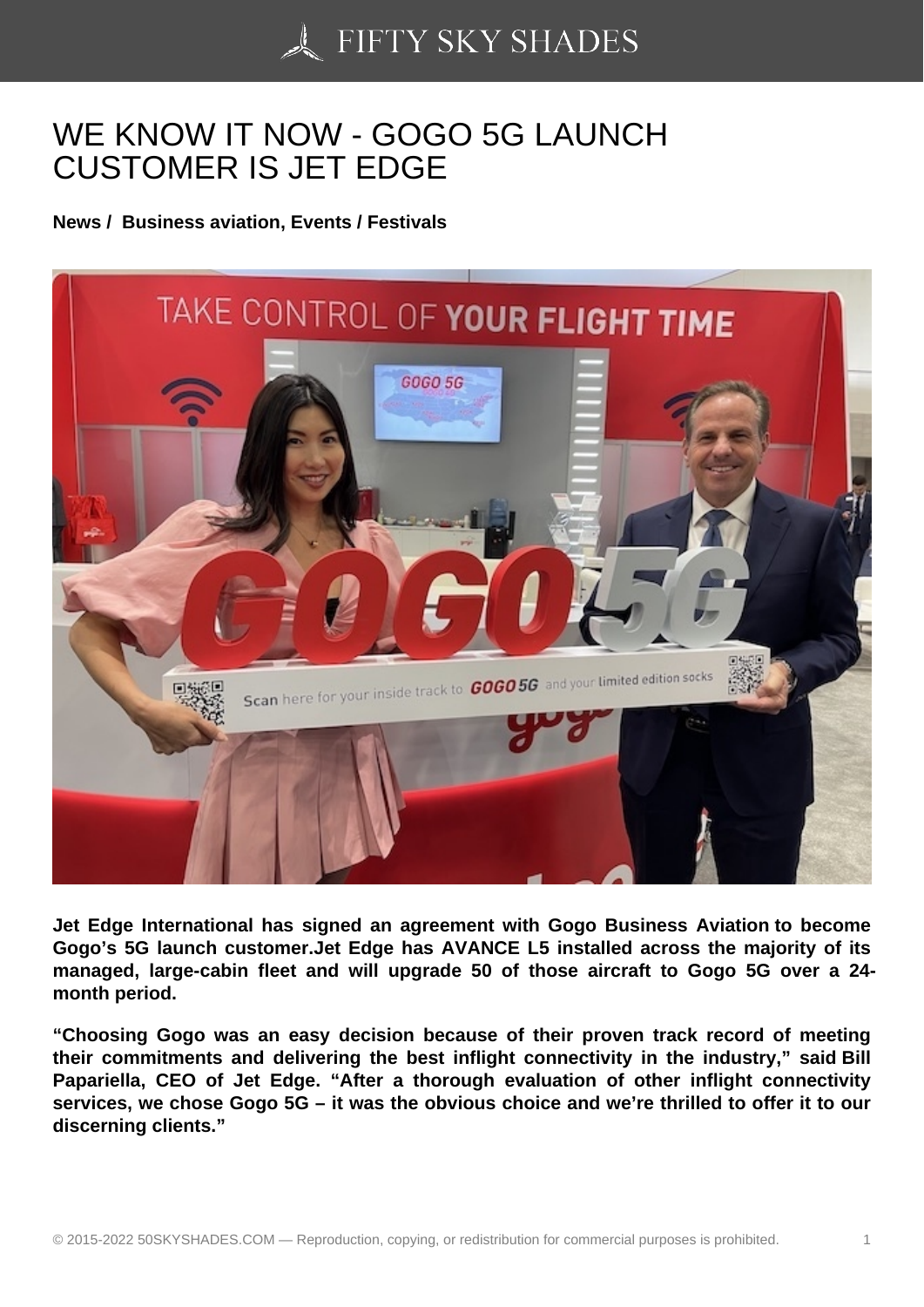# WE KNOW IT NOW - GOGO 5G LAUNCH CUSTOMER IS JET EDGE

**News / Business aviation, Events / Festivals**

**Jet Edge International has signed an agreement with Gogo Business Aviation to become Gogo's 5G launch customer.Jet Edge has AVANCE L5 installed across the majority of its managed, large-cabin fleet and will upgrade 50 of those aircraft to Gogo 5G over a 24-month period.**

**"Choosing Gogo was an easy decision because of their proven track record of meeting their commitments and delivering the best inflight connectivity in the industry," said Bill Papariella, CEO of Jet Edge. "After a thorough evaluation of other inflight connectivity services, we chose Gogo 5G – it was the obvious choice and we're thrilled to offer it to our discerning clients."**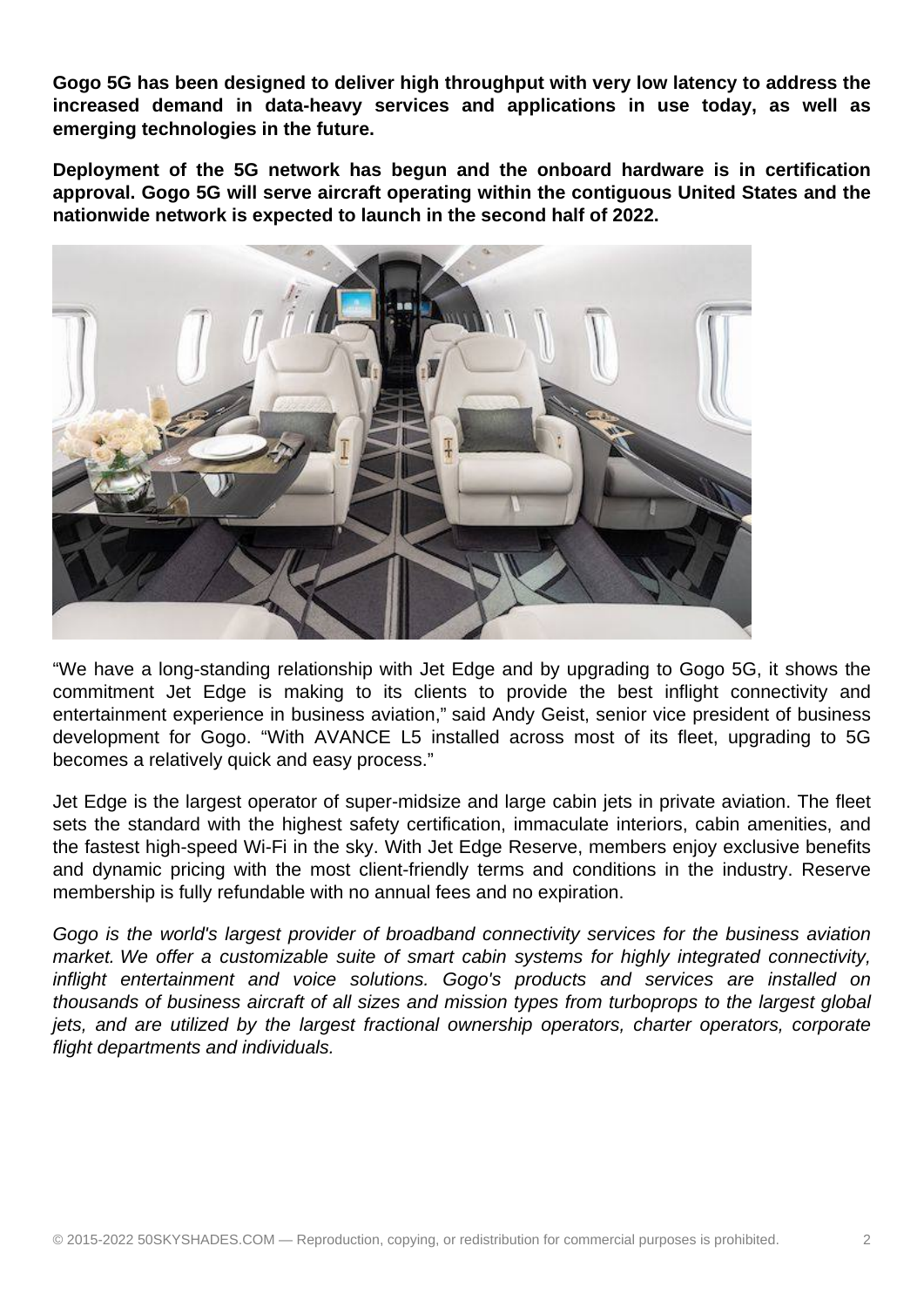**Gogo 5G has been designed to deliver high throughput with very low latency to address the increased demand in data-heavy services and applications in use today, as well as emerging technologies in the future.**

**Deployment of the 5G network has begun and the onboard hardware is in certification approval. Gogo 5G will serve aircraft operating within the contiguous United States and the nationwide network is expected to launch in the second half of 2022.**

“We have a long-standing relationship with Jet Edge and by upgrading to Gogo 5G, it shows the commitment Jet Edge is making to its clients to provide the best inflight connectivity and entertainment experience in business aviation,” said Andy Geist, senior vice president of business development for Gogo. “With AVANCE L5 installed across most of its fleet, upgrading to 5G becomes a relatively quick and easy process.”

Jet Edge is the largest operator of super-midsize and large cabin jets in private aviation. The fleet sets the standard with the highest safety certification, immaculate interiors, cabin amenities, and the fastest high-speed Wi-Fi in the sky. With Jet Edge Reserve, members enjoy exclusive benefits and dynamic pricing with the most client-friendly terms and conditions in the industry. Reserve membership is fully refundable with no annual fees and no expiration.

*Gogo is the world's largest provider of broadband connectivity services for the business aviation market. We offer a customizable suite of smart cabin systems for highly integrated connectivity, inflight entertainment and voice solutions. Gogo's products and services are installed on thousands of business aircraft of all sizes and mission types from turboprops to the largest global jets, and are utilized by the largest fractional ownership operators, charter operators, corporate flight departments and individuals.*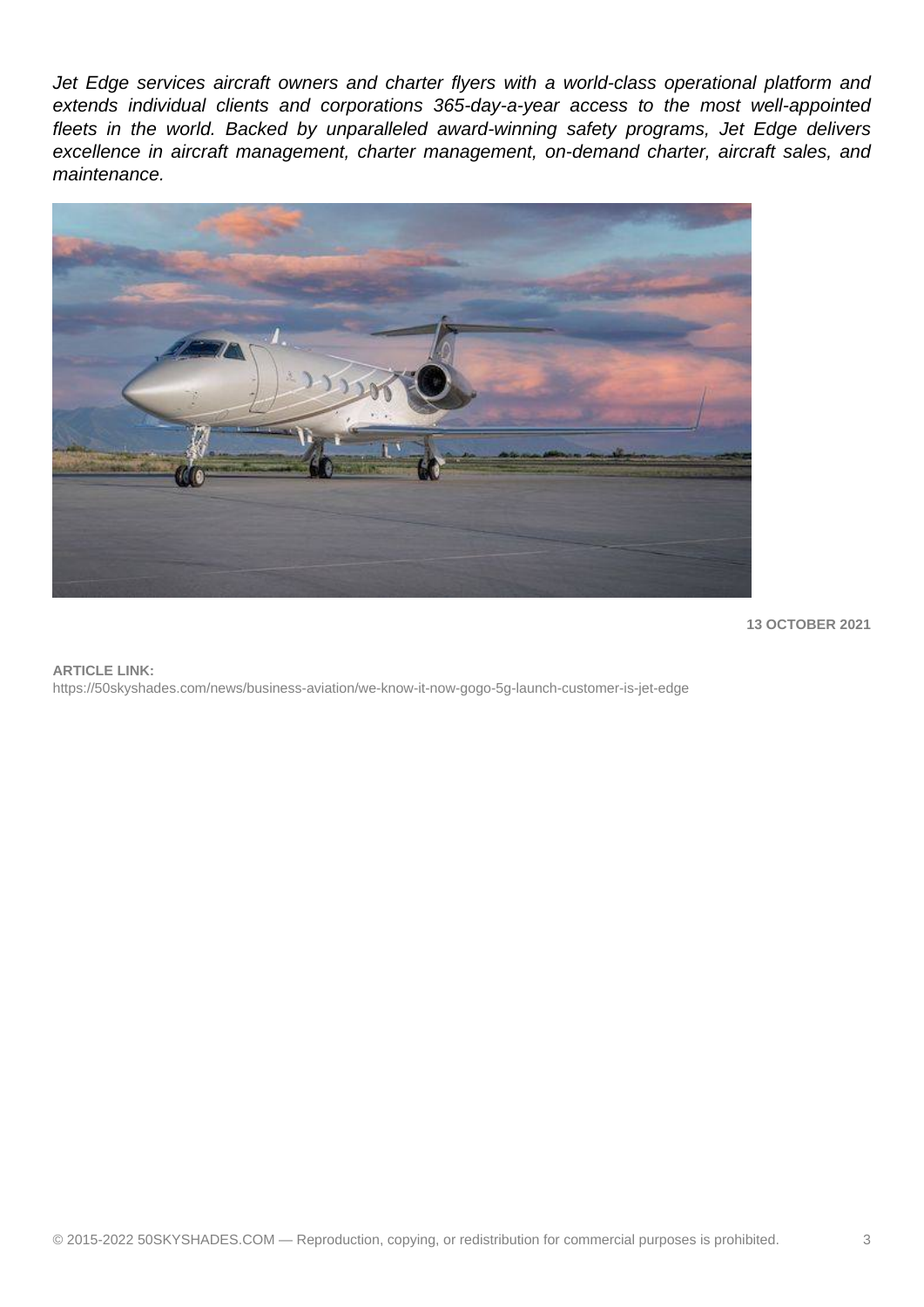*Jet Edge services aircraft owners and charter flyers with a world-class operational platform and extends individual clients and corporations 365-day-a-year access to the most well-appointed fleets in the world. Backed by unparalleled award-winning safety programs, Jet Edge delivers excellence in aircraft management, charter management, on-demand charter, aircraft sales, and maintenance.*

**13 OCTOBER 2021**

**ARTICLE LINK:**
https://50skyshades.com/news/business-aviation/we-know-it-now-gogo-5g-launch-customer-is-jet-edge